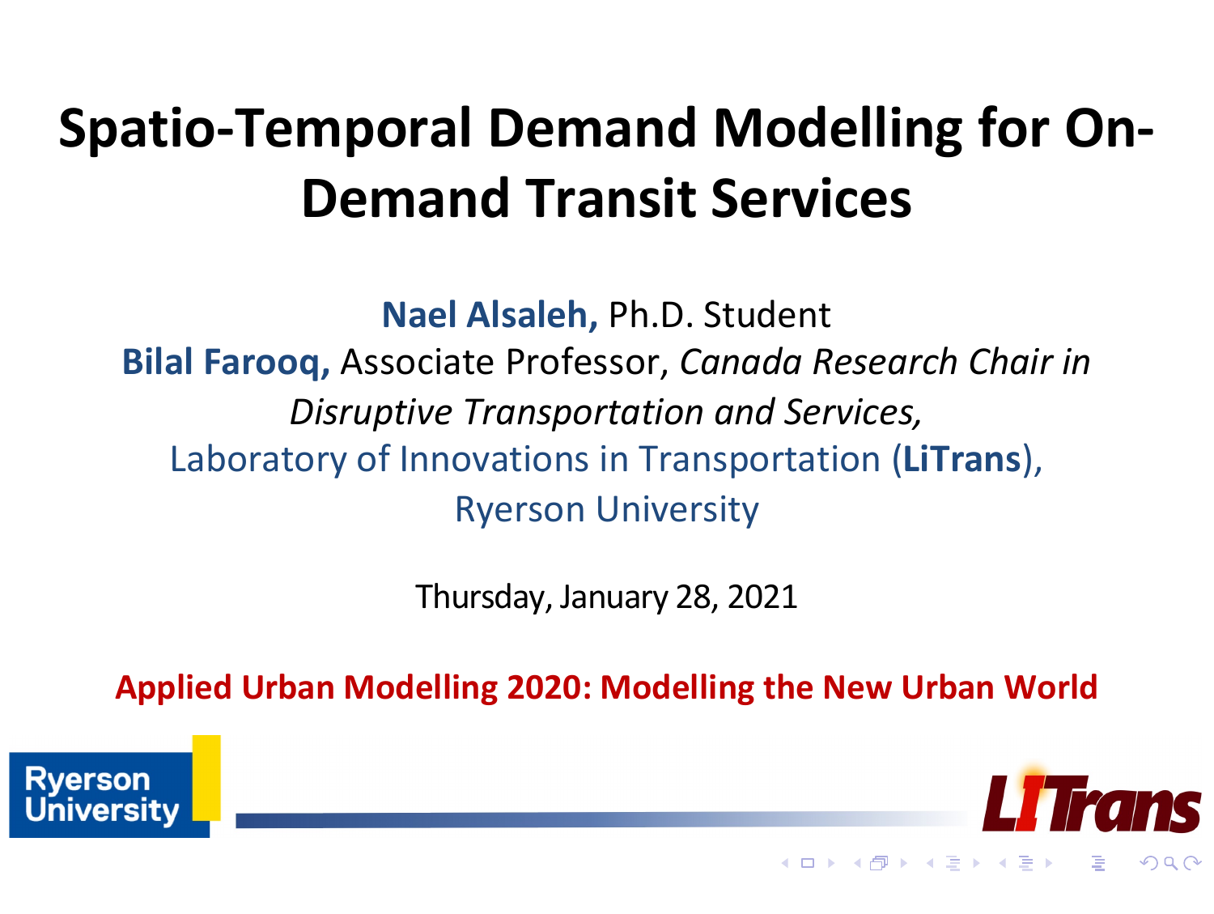# Spatio-Temporal Demand Modelling for On-Demand Transit Services

**Nael Alsaleh,** Ph.D. Student

**Bilal Farooq,** Associate Professor, *Canada Research Chair in Disruptive Transportation and Services,*

Laboratory of Innovations in Transportation (**LiTrans**),

Ryerson University

Thursday, January 28, 2021

**Applied Urban Modelling 2020: Modelling the New Urban World**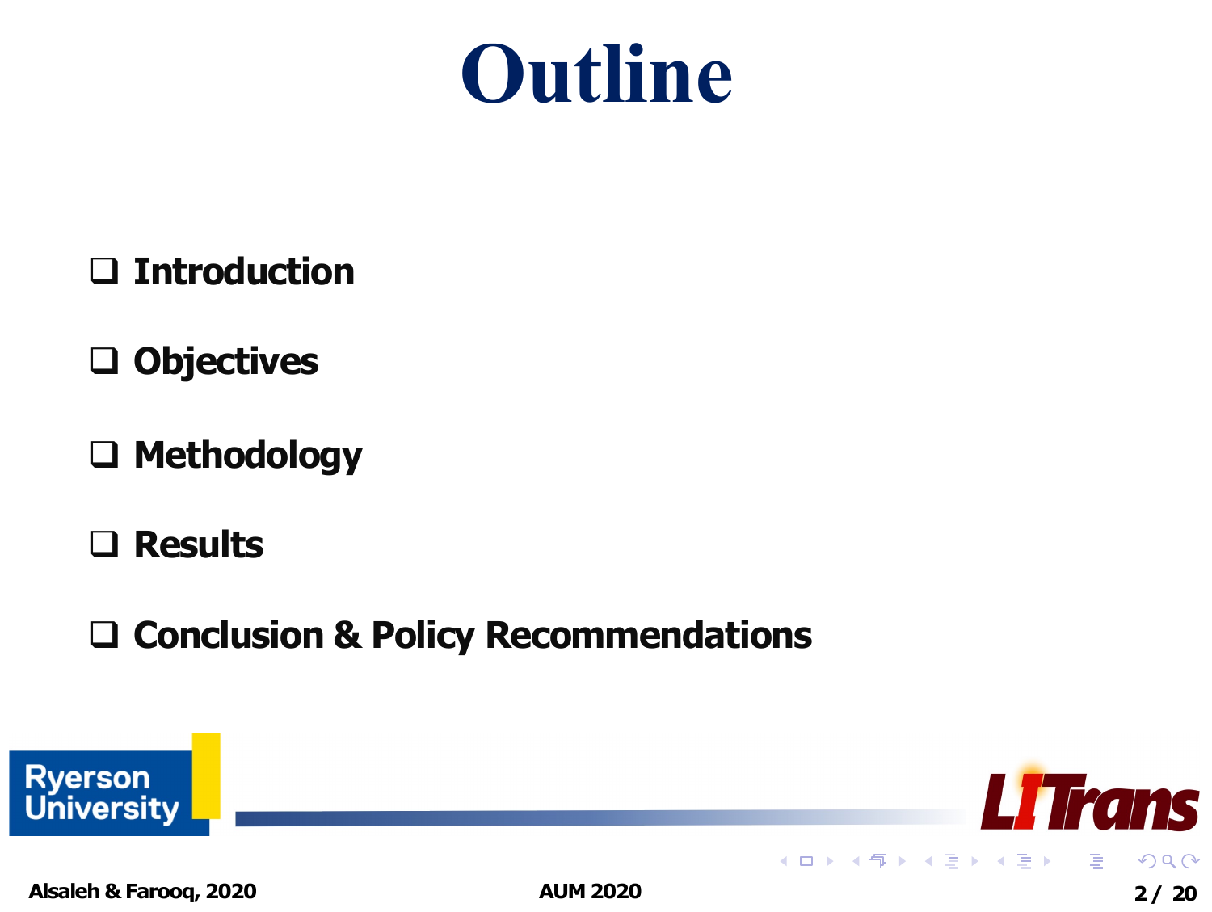# Outline

- Introduction
- Objectives
- Methodology
- Results
- Conclusion & Policy Recommendations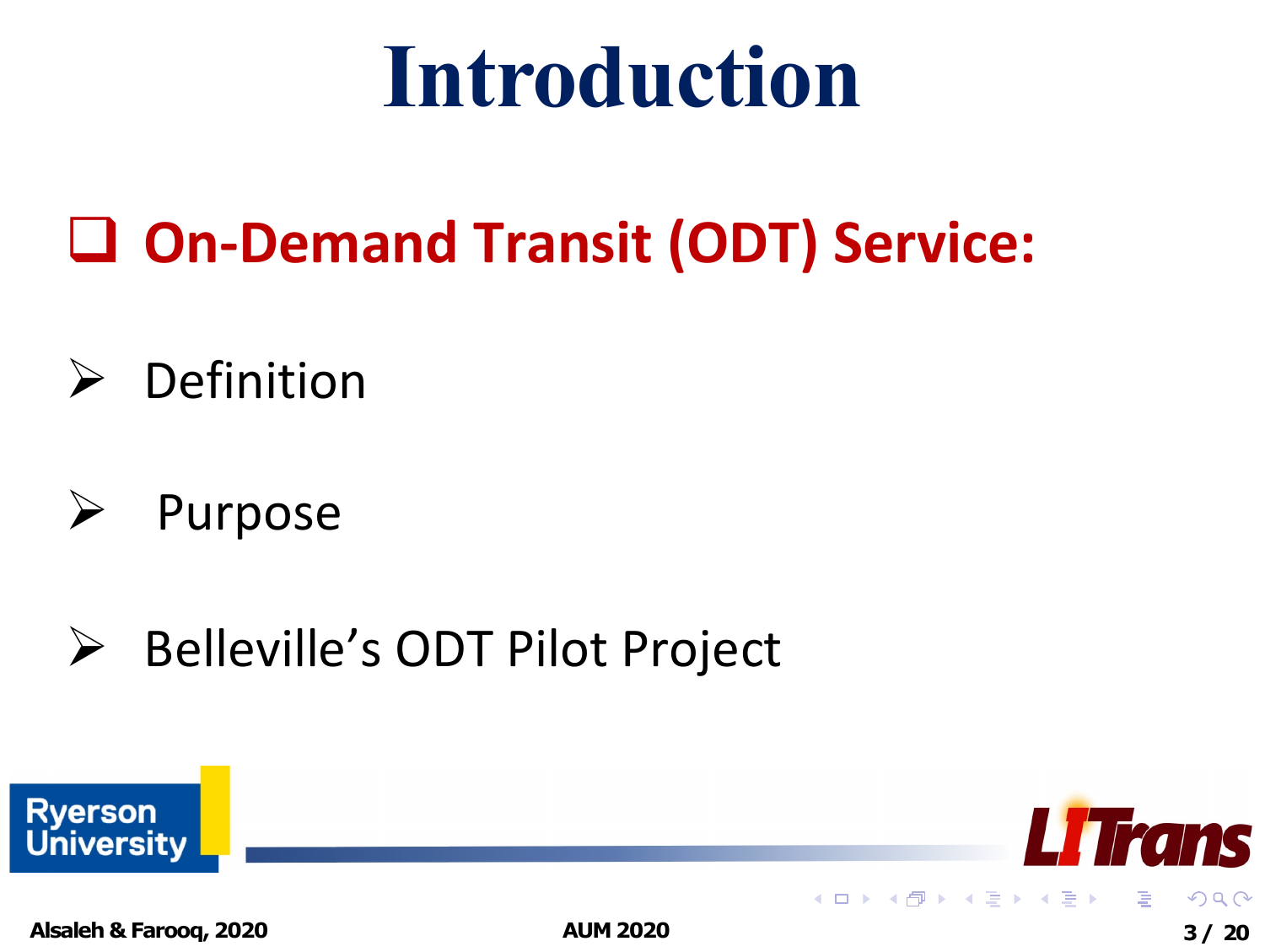# Introduction

## On-Demand Transit (ODT) Service:

- Definition
- Purpose
- Belleville's ODT Pilot Project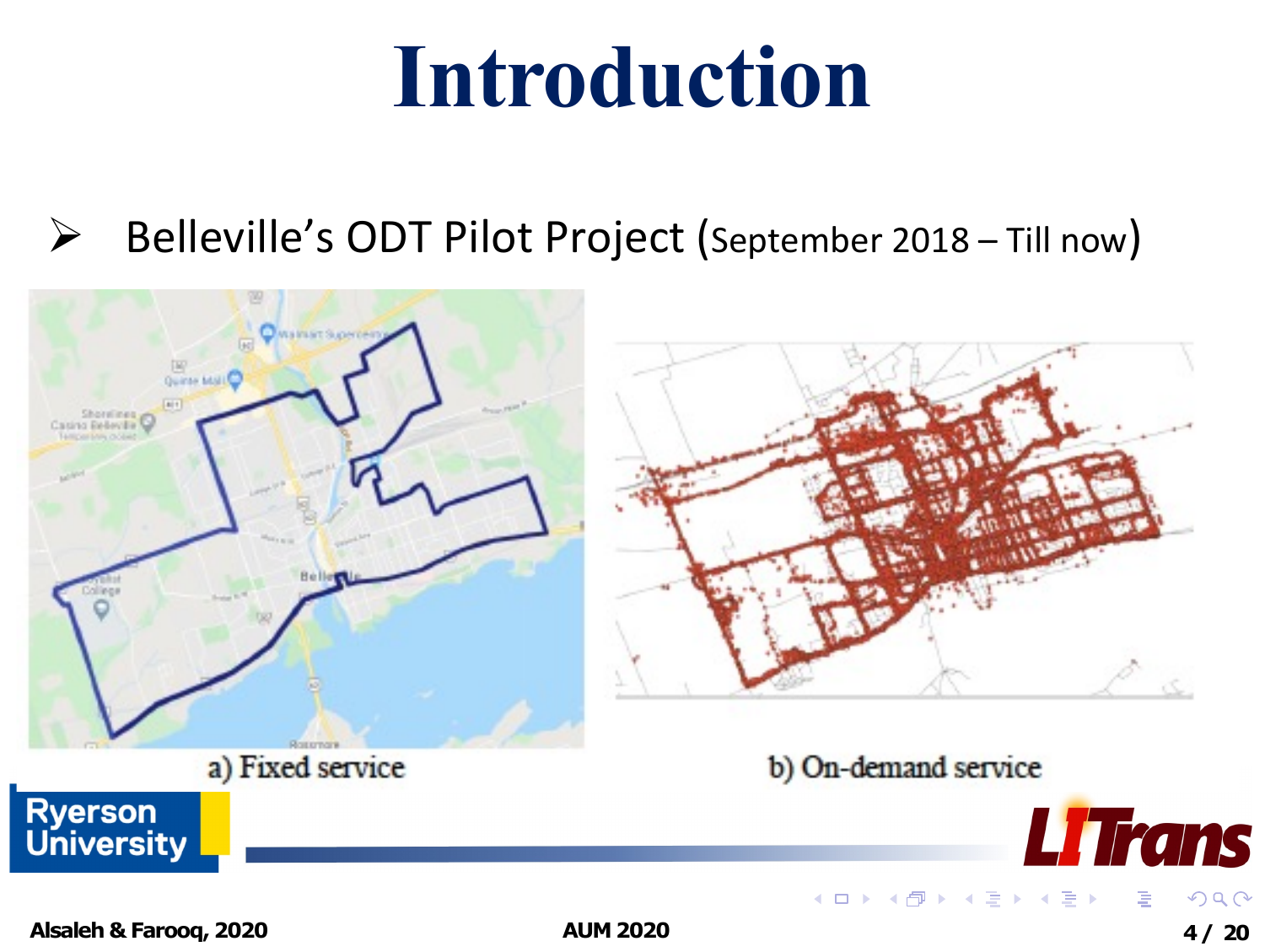# Introduction

- Belleville's ODT Pilot Project (September 2018 – Till now)

a) Fixed service

b) On-demand service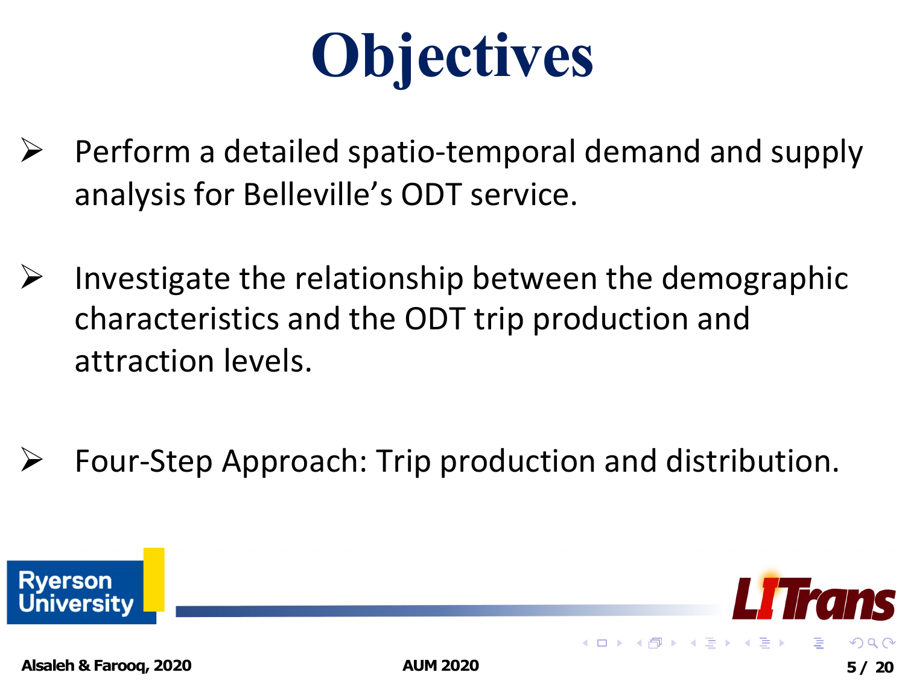# Objectives

- Perform a detailed spatio-temporal demand and supply analysis for Belleville's ODT service.
- Investigate the relationship between the demographic characteristics and the ODT trip production and attraction levels.
- Four-Step Approach: Trip production and distribution.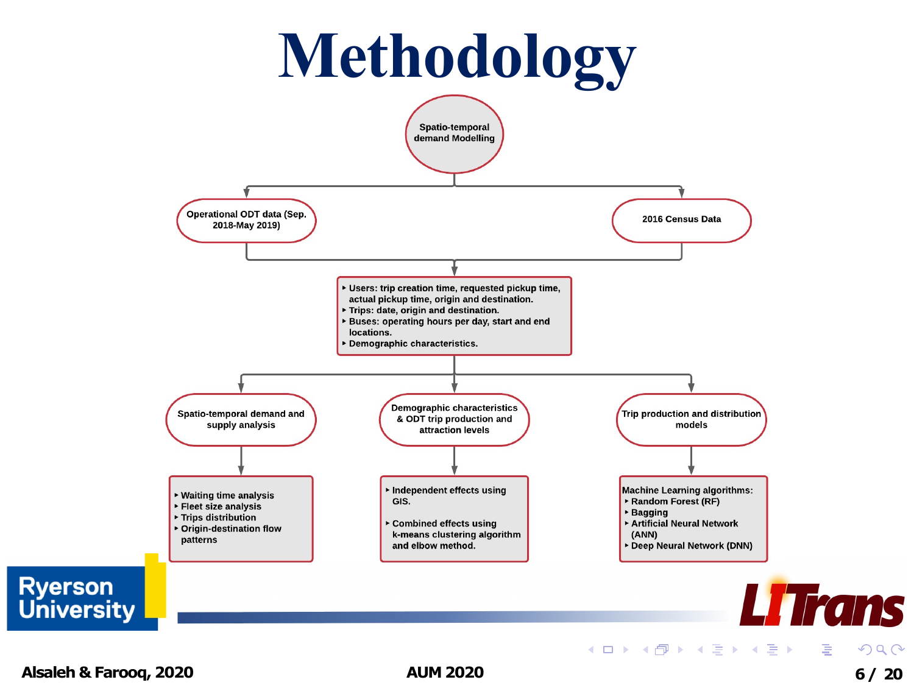# Methodology

**Spatio-temporal demand Modelling**

- **Operational ODT data (Sep. 2018-May 2019)**
- **2016 Census Data**

- Users: trip creation time, requested pickup time, actual pickup time, origin and destination.
- Trips: date, origin and destination.
- Buses: operating hours per day, start and end locations.
- Demographic characteristics.

**Spatio-temporal demand and supply analysis**

- Waiting time analysis
- Fleet size analysis
- Trips distribution
- Origin-destination flow patterns

**Demographic characteristics & ODT trip production and attraction levels**

- Independent effects using GIS.
- Combined effects using k-means clustering algorithm and elbow method.

**Trip production and distribution models**

Machine Learning algorithms:

- Random Forest (RF)
- Bagging
- Artificial Neural Network (ANN)
- Deep Neural Network (DNN)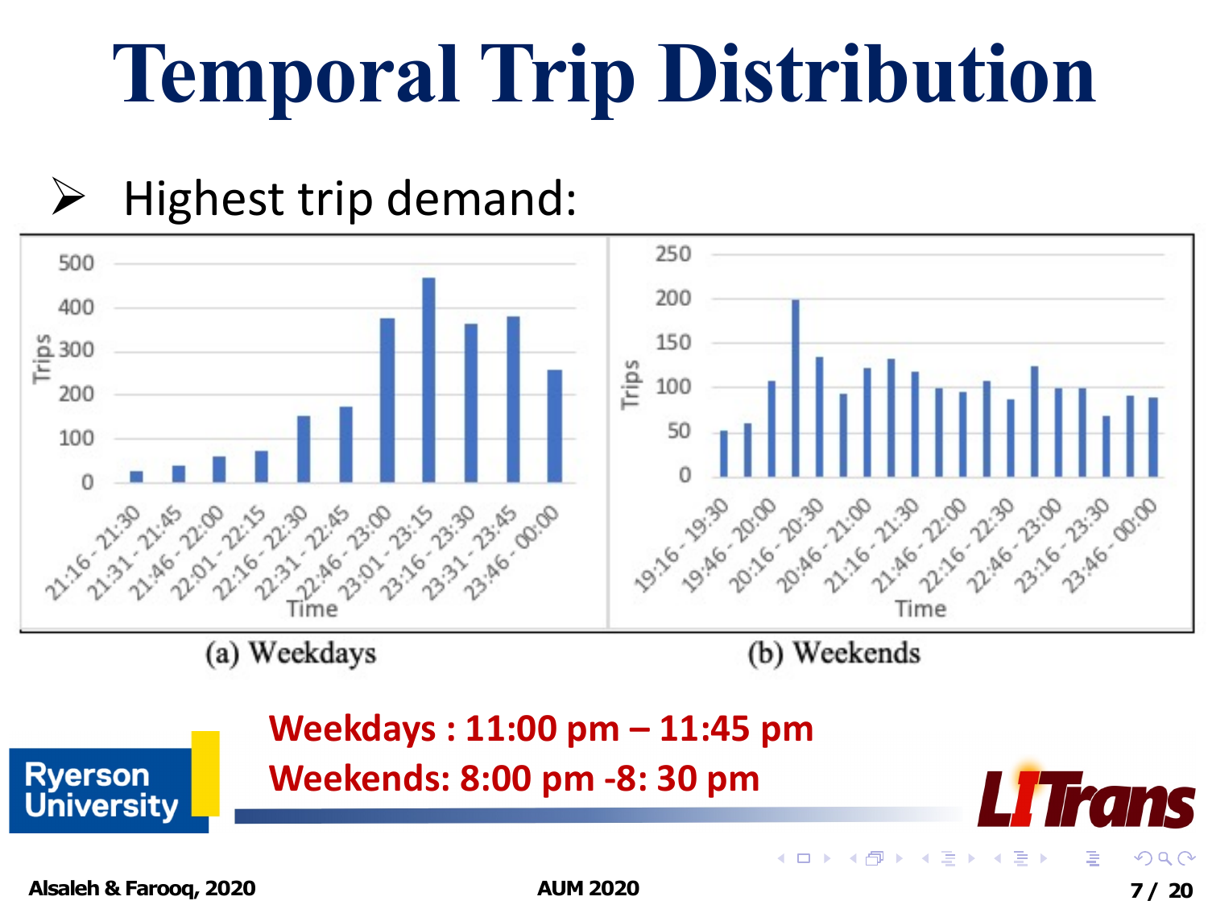# Temporal Trip Distribution

- Highest trip demand:

(a) Weekdays

(b) Weekends

**Weekdays : 11:00 pm – 11:45 pm**

**Weekends: 8:00 pm -8: 30 pm**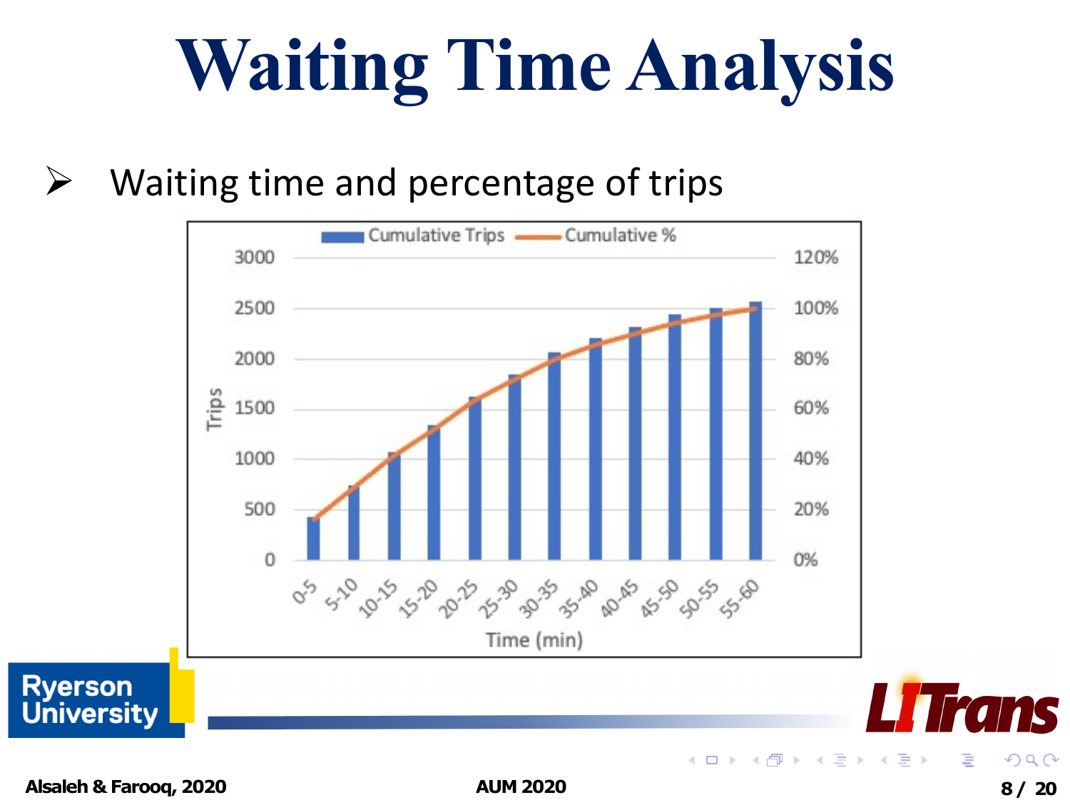# Waiting Time Analysis

- Waiting time and percentage of trips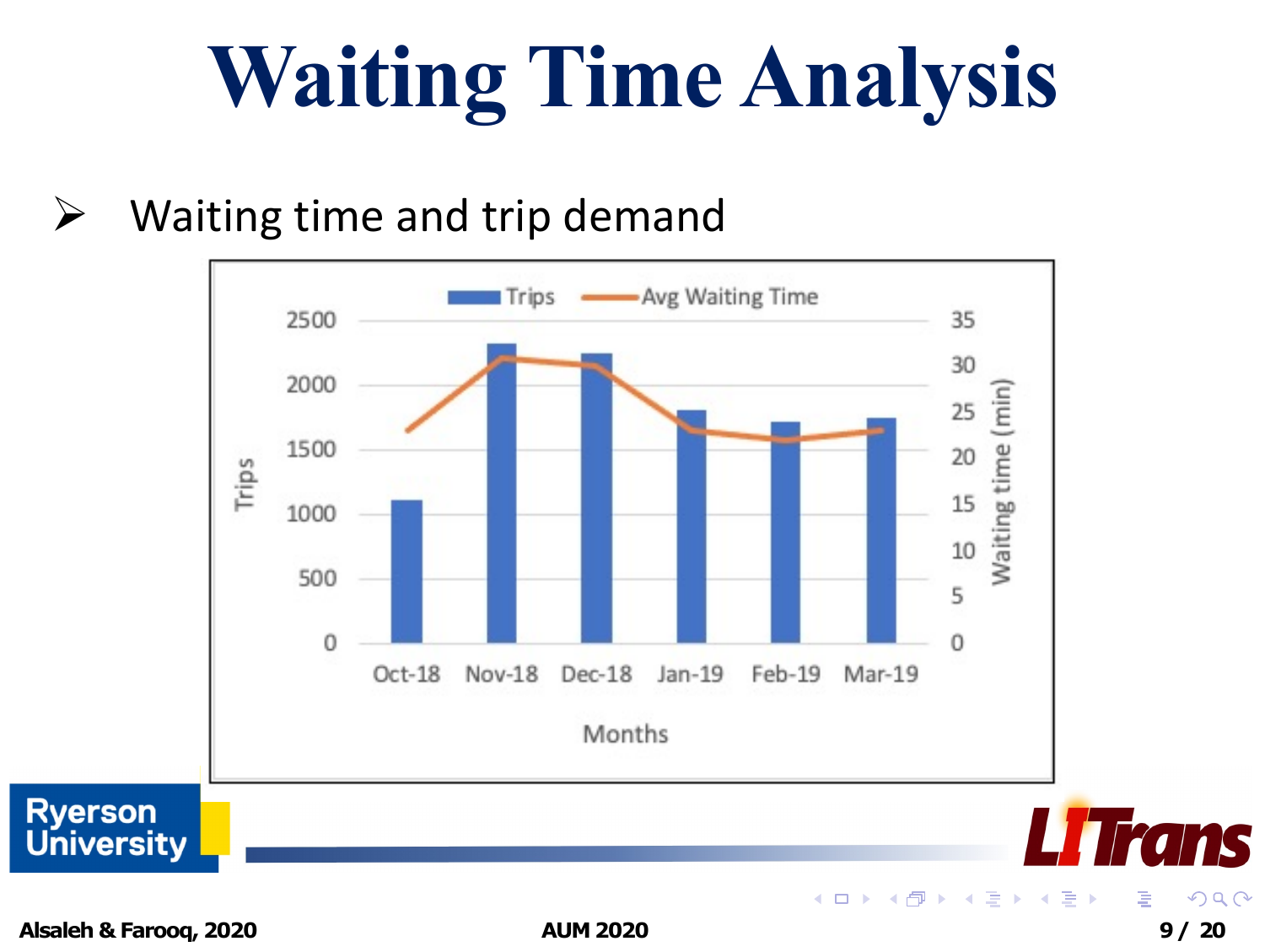# Waiting Time Analysis

- Waiting time and trip demand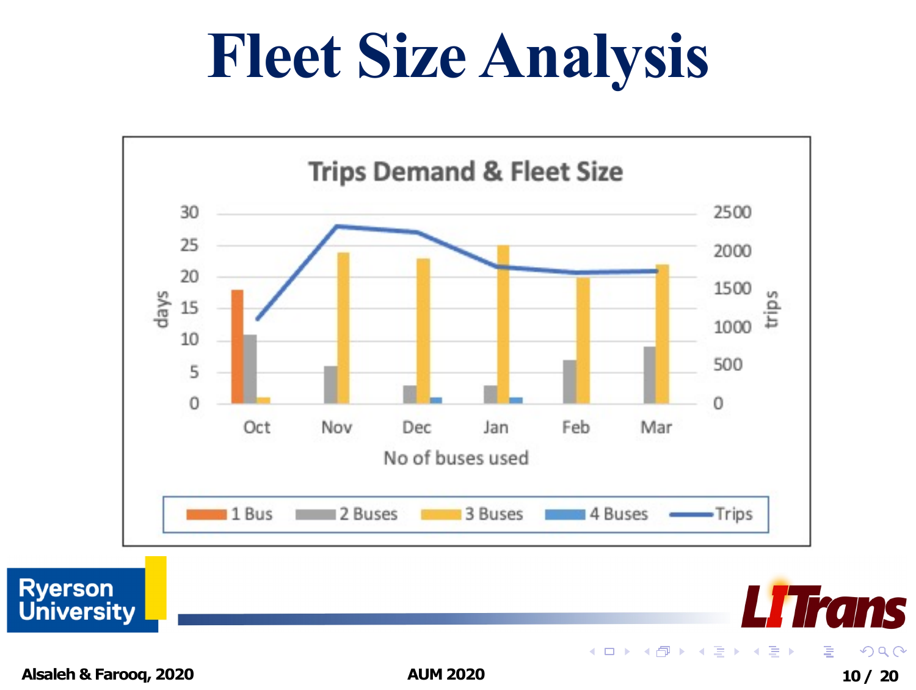# Fleet Size Analysis

**Trips Demand & Fleet Size**

days (left axis: 0–30) · trips (right axis: 0–2500)

Oct · Nov · Dec · Jan · Feb · Mar

No of buses used

1 Bus · 2 Buses · 3 Buses · 4 Buses · Trips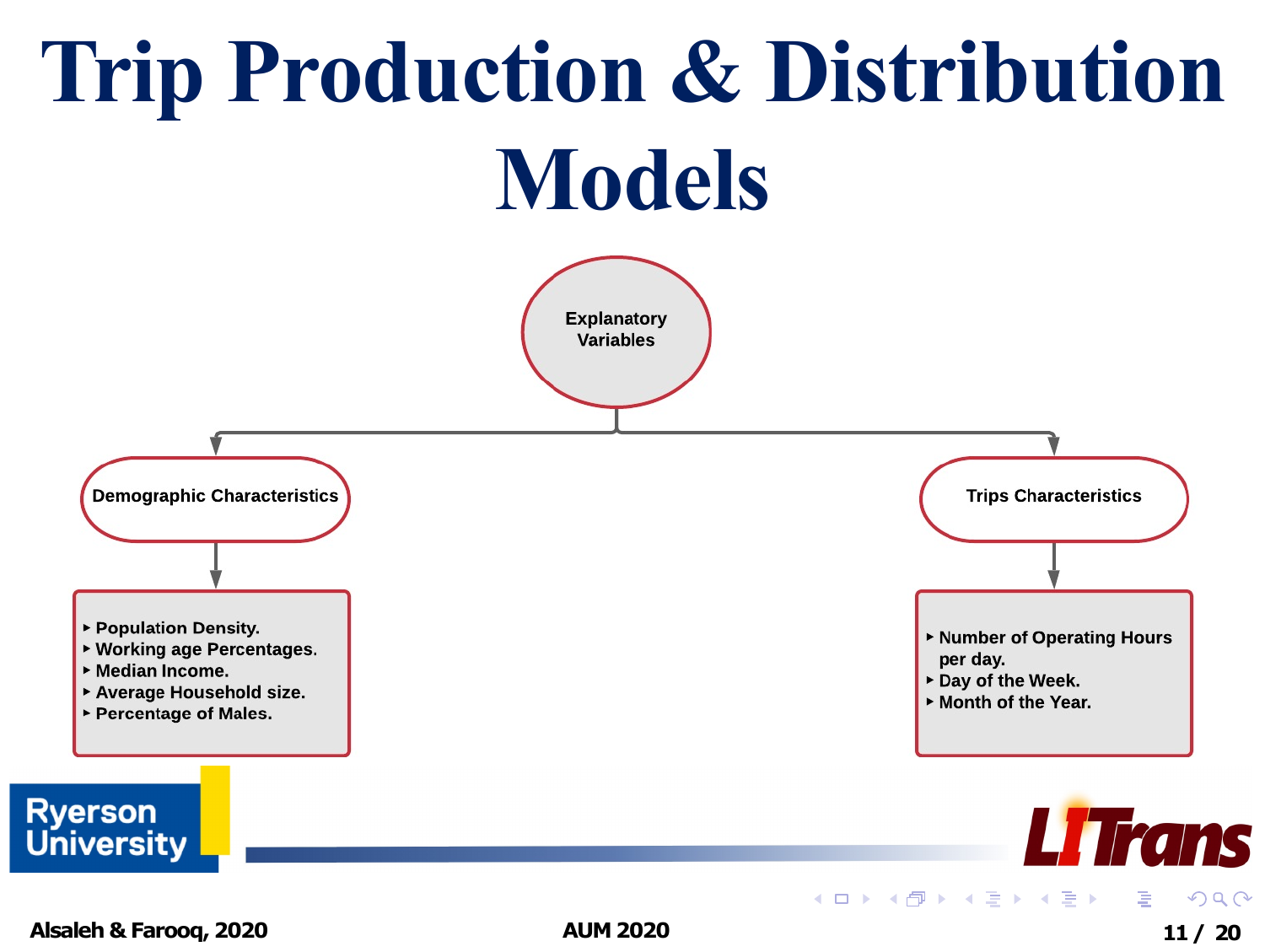# Trip Production & Distribution Models

Explanatory Variables

## Demographic Characteristics

- Population Density.
- Working age Percentages.
- Median Income.
- Average Household size.
- Percentage of Males.

## Trips Characteristics

- Number of Operating Hours per day.
- Day of the Week.
- Month of the Year.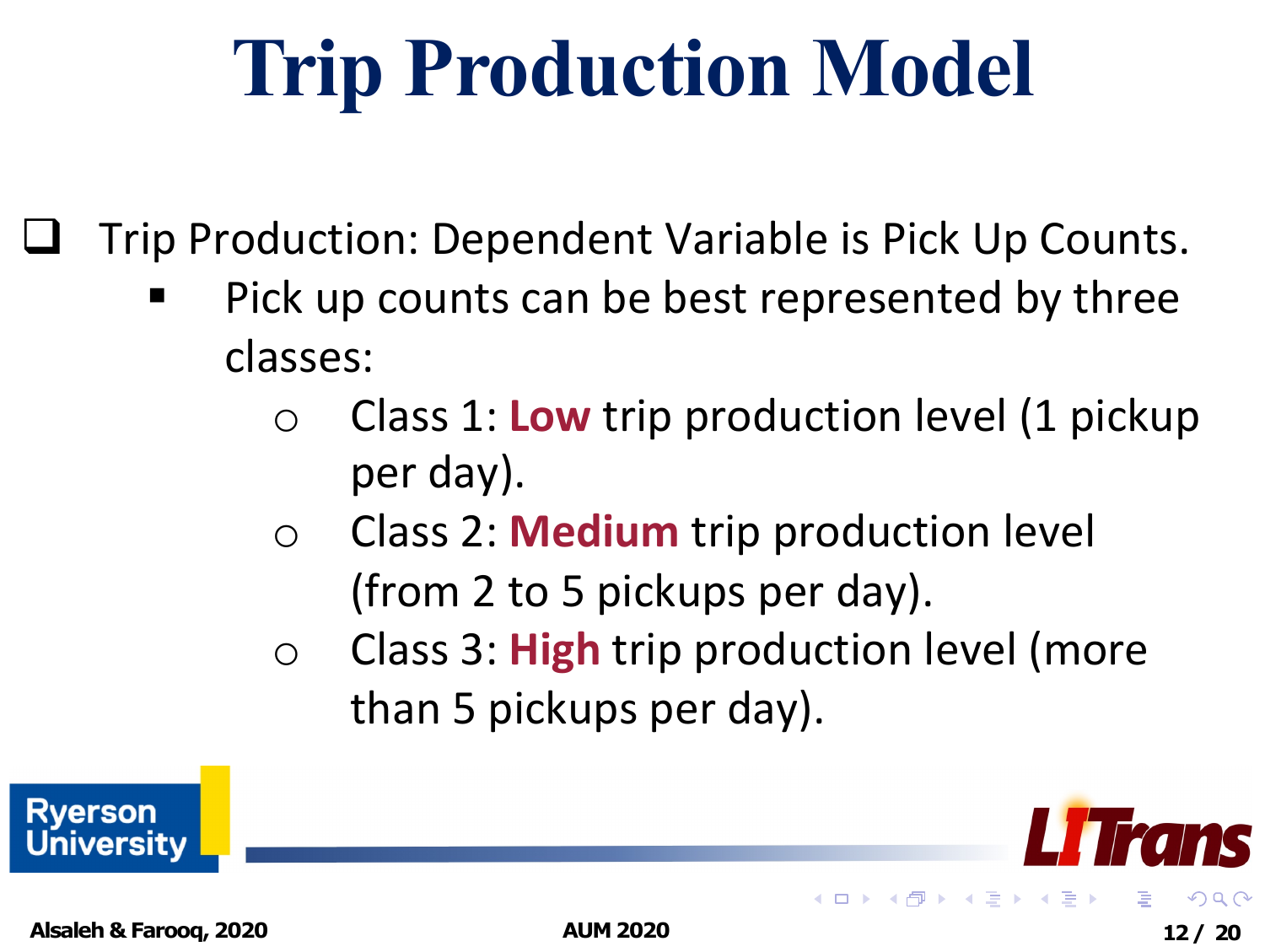# Trip Production Model

- Trip Production: Dependent Variable is Pick Up Counts.
  - Pick up counts can be best represented by three classes:
    - Class 1: **Low** trip production level (1 pickup per day).
    - Class 2: **Medium** trip production level (from 2 to 5 pickups per day).
    - Class 3: **High** trip production level (more than 5 pickups per day).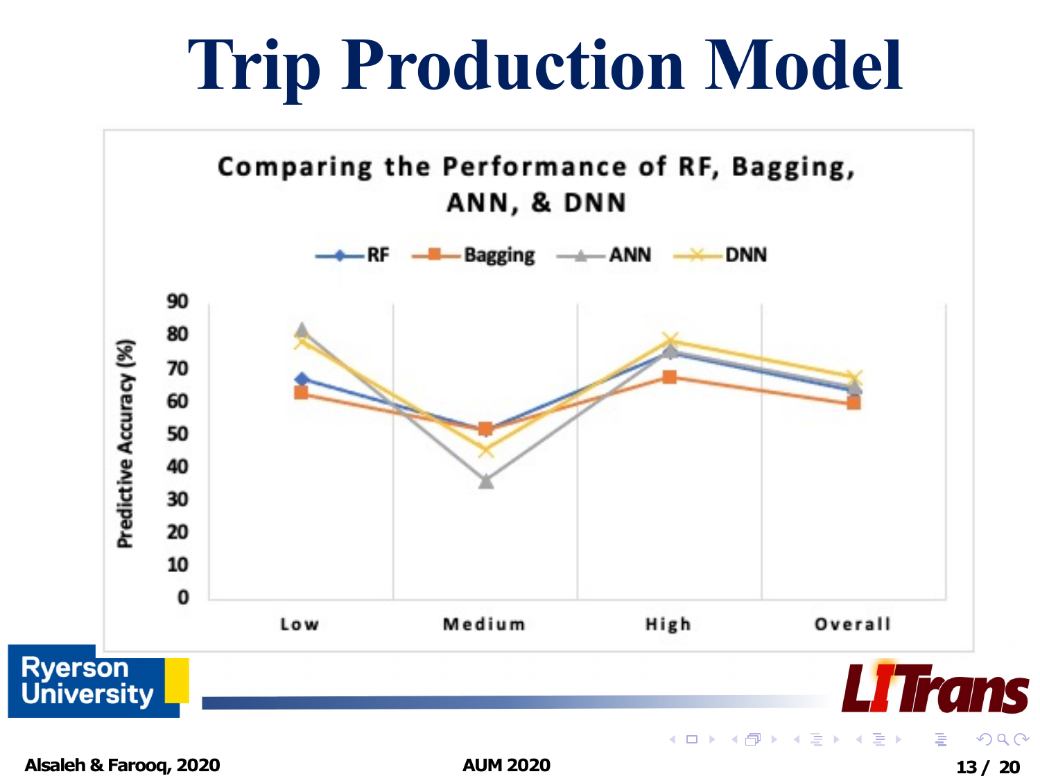# Trip Production Model

**Comparing the Performance of RF, Bagging, ANN, & DNN**

Legend: RF, Bagging, ANN, DNN

Predictive Accuracy (%)

90, 80, 70, 60, 50, 40, 30, 20, 10, 0

Low, Medium, High, Overall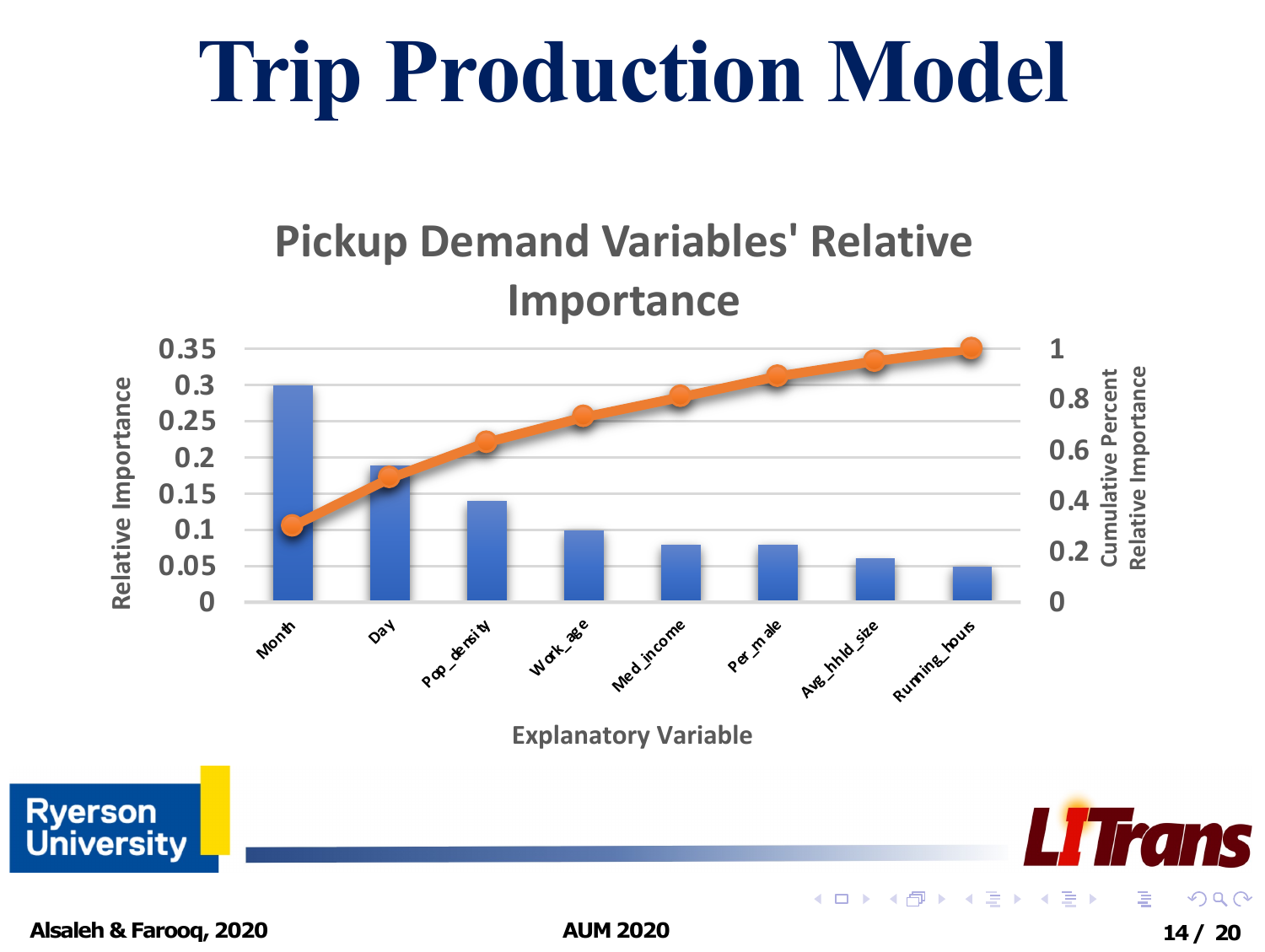# Trip Production Model

## Pickup Demand Variables' Relative Importance

Relative Importance

0.35
0.3
0.25
0.2
0.15
0.1
0.05
0

Cumulative Percent Relative Importance

1
0.8
0.6
0.4
0.2
0

Month, Day, Pop_density, Work_age, Med_income, Per_male, Avg_hhld_size, Running_hours

Explanatory Variable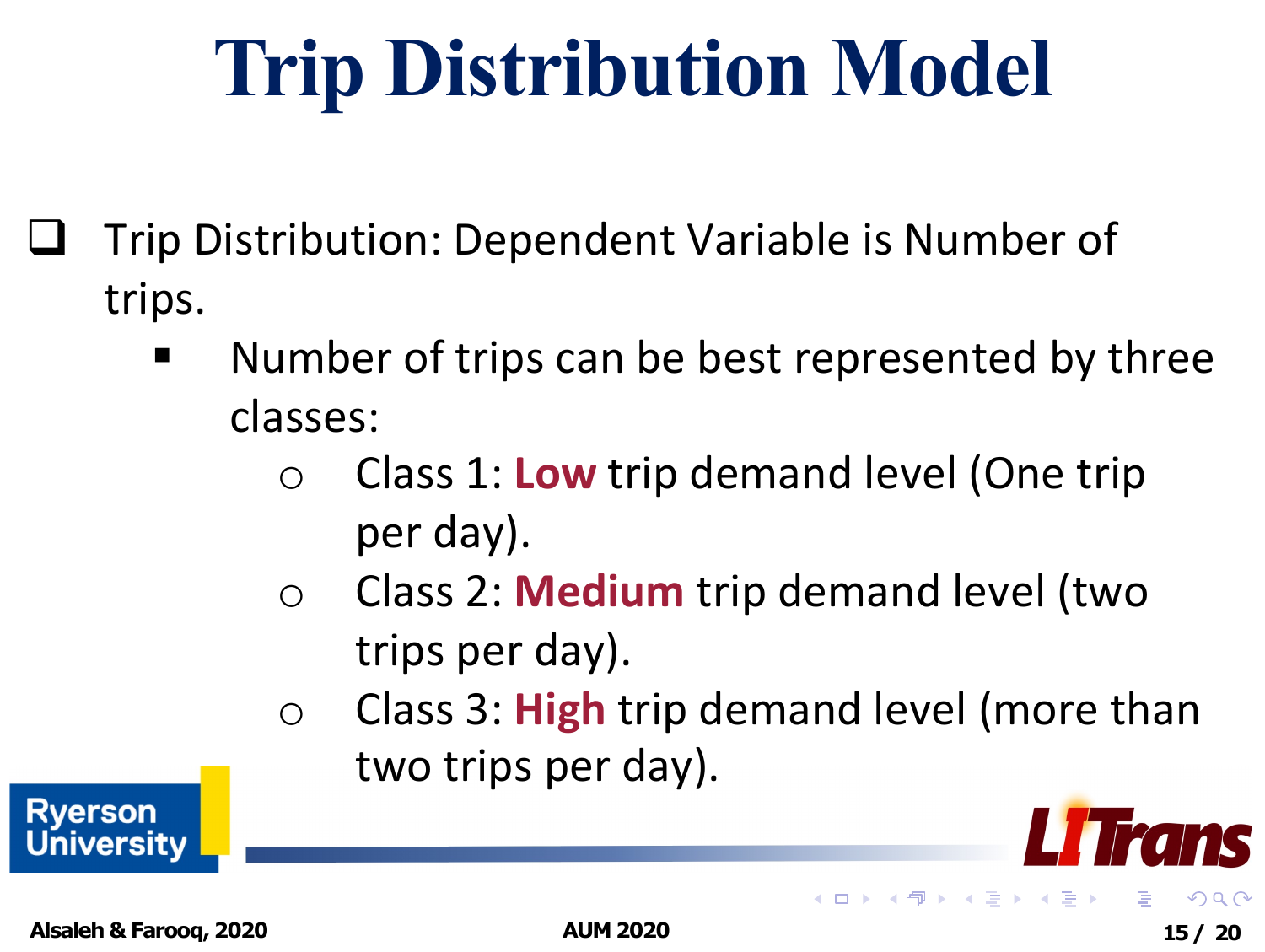# Trip Distribution Model

- Trip Distribution: Dependent Variable is Number of trips.
  - Number of trips can be best represented by three classes:
    - Class 1: **Low** trip demand level (One trip per day).
    - Class 2: **Medium** trip demand level (two trips per day).
    - Class 3: **High** trip demand level (more than two trips per day).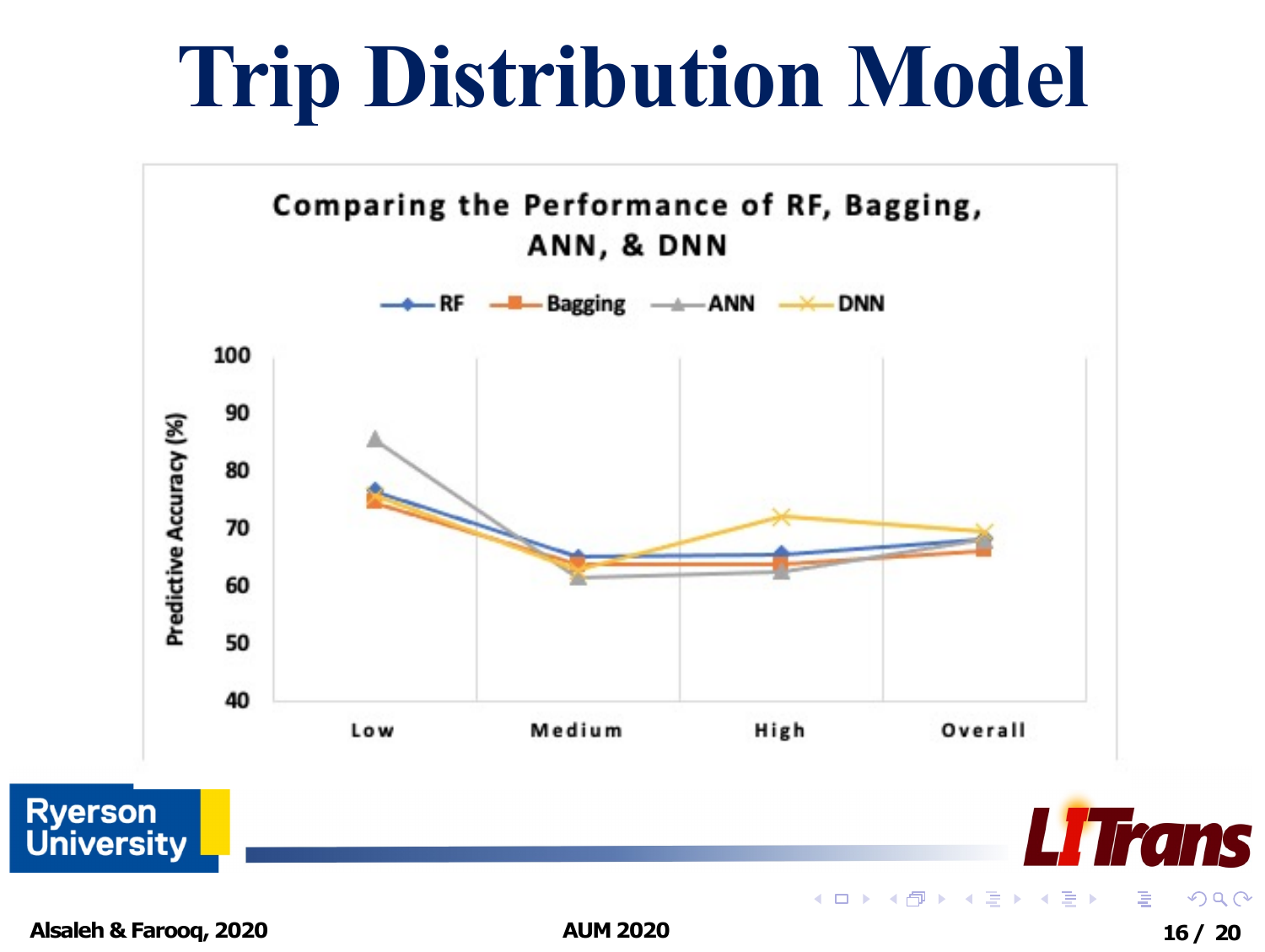# Trip Distribution Model

Comparing the Performance of RF, Bagging, ANN, & DNN

RF — Bagging — ANN — DNN

Predictive Accuracy (%)

100
90
80
70
60
50
40

Low Medium High Overall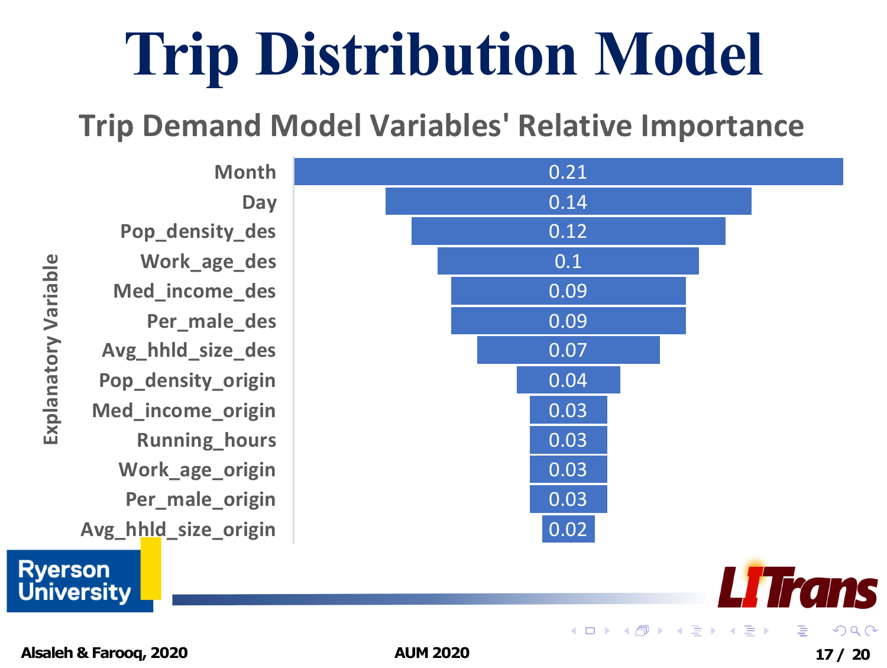# Trip Distribution Model

## Trip Demand Model Variables' Relative Importance

| Explanatory Variable | Relative Importance |
|---|---|
| Month | 0.21 |
| Day | 0.14 |
| Pop_density_des | 0.12 |
| Work_age_des | 0.1 |
| Med_income_des | 0.09 |
| Per_male_des | 0.09 |
| Avg_hhld_size_des | 0.07 |
| Pop_density_origin | 0.04 |
| Med_income_origin | 0.03 |
| Running_hours | 0.03 |
| Work_age_origin | 0.03 |
| Per_male_origin | 0.03 |
| Avg_hhld_size_origin | 0.02 |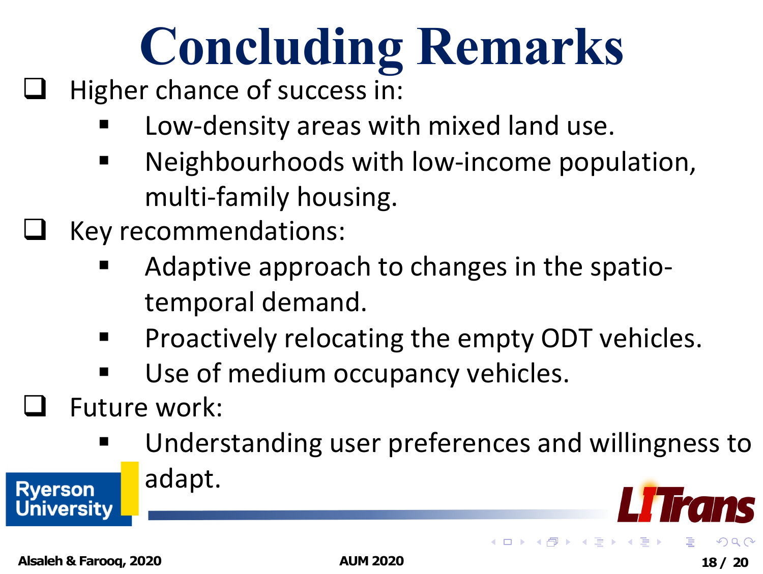# Concluding Remarks

- Higher chance of success in:
  - Low-density areas with mixed land use.
  - Neighbourhoods with low-income population, multi-family housing.
- Key recommendations:
  - Adaptive approach to changes in the spatio-temporal demand.
  - Proactively relocating the empty ODT vehicles.
  - Use of medium occupancy vehicles.
- Future work:
  - Understanding user preferences and willingness to adapt.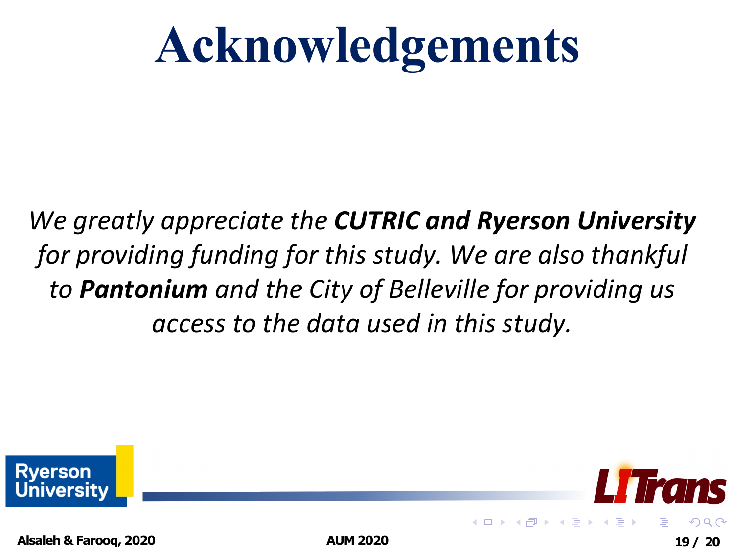# Acknowledgements

*We greatly appreciate the **CUTRIC and Ryerson University** for providing funding for this study. We are also thankful to **Pantonium** and the City of Belleville for providing us access to the data used in this study.*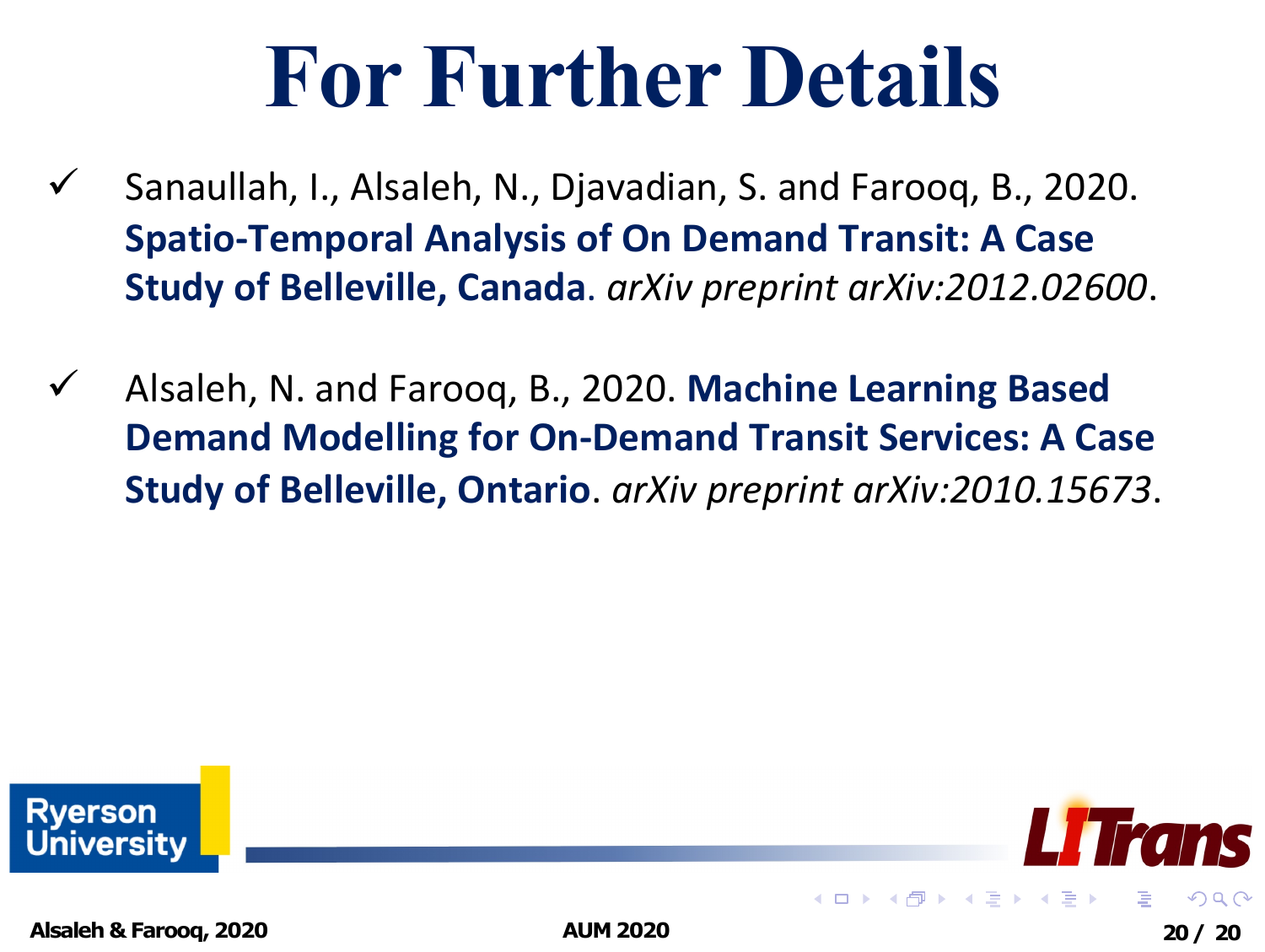# For Further Details

- Sanaullah, I., Alsaleh, N., Djavadian, S. and Farooq, B., 2020. **Spatio-Temporal Analysis of On Demand Transit: A Case Study of Belleville, Canada**. *arXiv preprint arXiv:2012.02600*.

- Alsaleh, N. and Farooq, B., 2020. **Machine Learning Based Demand Modelling for On-Demand Transit Services: A Case Study of Belleville, Ontario**. *arXiv preprint arXiv:2010.15673*.